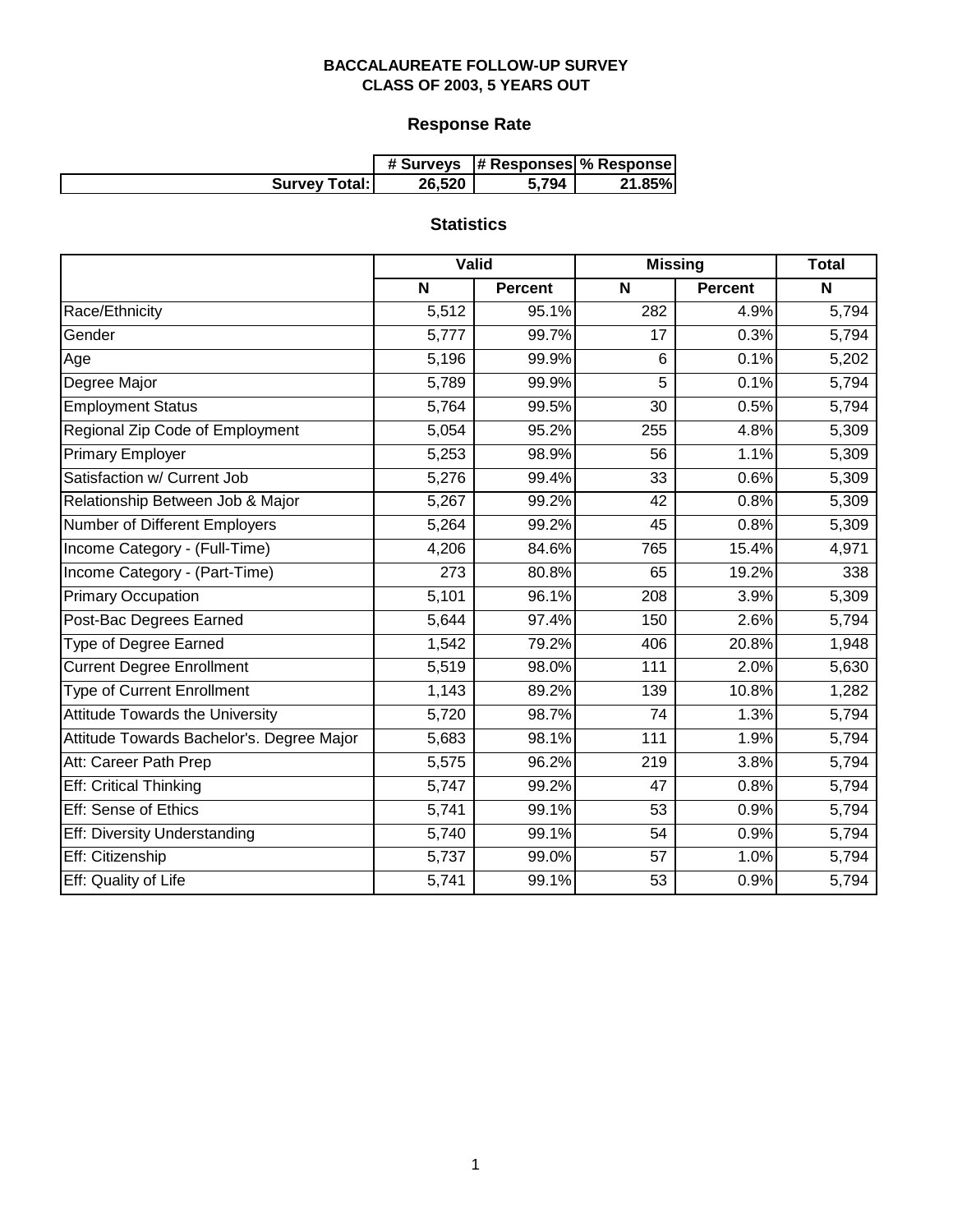# BACCALAUREATE FOLLOW-UP SURVEY
# CLASS OF 2003, 5 YEARS OUT

## Response Rate

| | # Surveys | # Responses | % Response |
|---|---|---|---|
| **Survey Total:** | **26,520** | **5,794** | **21.85%** |

## Statistics

| | Valid | | Missing | | Total |
|---|---|---|---|---|---|
| | N | Percent | N | Percent | N |
| Race/Ethnicity | 5,512 | 95.1% | 282 | 4.9% | 5,794 |
| Gender | 5,777 | 99.7% | 17 | 0.3% | 5,794 |
| Age | 5,196 | 99.9% | 6 | 0.1% | 5,202 |
| Degree Major | 5,789 | 99.9% | 5 | 0.1% | 5,794 |
| Employment Status | 5,764 | 99.5% | 30 | 0.5% | 5,794 |
| Regional Zip Code of Employment | 5,054 | 95.2% | 255 | 4.8% | 5,309 |
| Primary Employer | 5,253 | 98.9% | 56 | 1.1% | 5,309 |
| Satisfaction w/ Current Job | 5,276 | 99.4% | 33 | 0.6% | 5,309 |
| Relationship Between Job & Major | 5,267 | 99.2% | 42 | 0.8% | 5,309 |
| Number of Different Employers | 5,264 | 99.2% | 45 | 0.8% | 5,309 |
| Income Category - (Full-Time) | 4,206 | 84.6% | 765 | 15.4% | 4,971 |
| Income Category - (Part-Time) | 273 | 80.8% | 65 | 19.2% | 338 |
| Primary Occupation | 5,101 | 96.1% | 208 | 3.9% | 5,309 |
| Post-Bac Degrees Earned | 5,644 | 97.4% | 150 | 2.6% | 5,794 |
| Type of Degree Earned | 1,542 | 79.2% | 406 | 20.8% | 1,948 |
| Current Degree Enrollment | 5,519 | 98.0% | 111 | 2.0% | 5,630 |
| Type of Current Enrollment | 1,143 | 89.2% | 139 | 10.8% | 1,282 |
| Attitude Towards the University | 5,720 | 98.7% | 74 | 1.3% | 5,794 |
| Attitude Towards Bachelor's. Degree Major | 5,683 | 98.1% | 111 | 1.9% | 5,794 |
| Att: Career Path Prep | 5,575 | 96.2% | 219 | 3.8% | 5,794 |
| Eff: Critical Thinking | 5,747 | 99.2% | 47 | 0.8% | 5,794 |
| Eff: Sense of Ethics | 5,741 | 99.1% | 53 | 0.9% | 5,794 |
| Eff: Diversity Understanding | 5,740 | 99.1% | 54 | 0.9% | 5,794 |
| Eff: Citizenship | 5,737 | 99.0% | 57 | 1.0% | 5,794 |
| Eff: Quality of Life | 5,741 | 99.1% | 53 | 0.9% | 5,794 |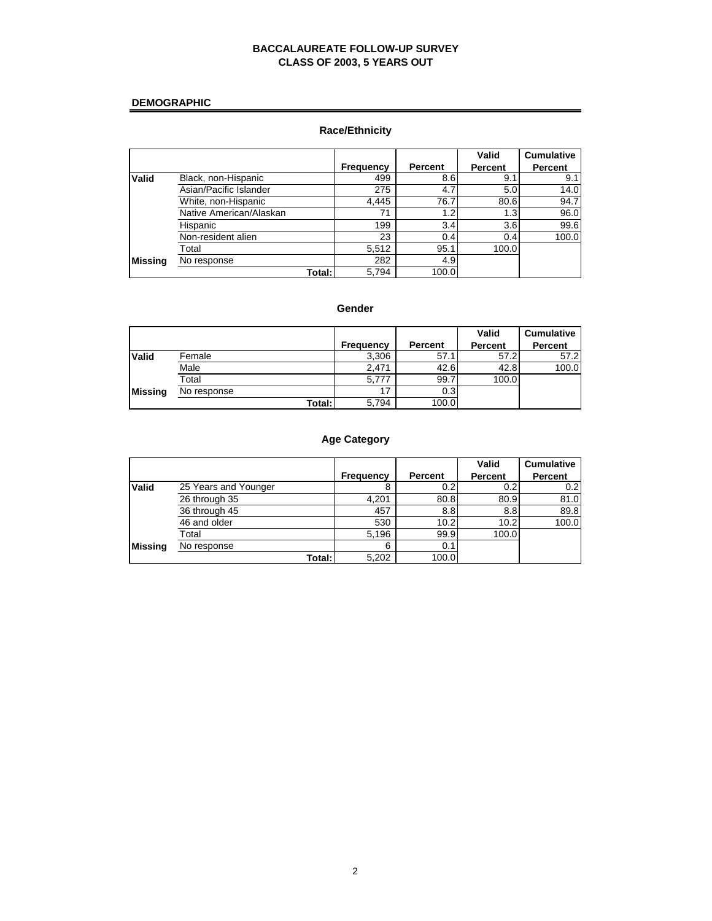# BACCALAUREATE FOLLOW-UP SURVEY
# CLASS OF 2003, 5 YEARS OUT

## DEMOGRAPHIC

### Race/Ethnicity

| | | Frequency | Percent | Valid Percent | Cumulative Percent |
|---|---|---|---|---|---|
| **Valid** | Black, non-Hispanic | 499 | 8.6 | 9.1 | 9.1 |
| | Asian/Pacific Islander | 275 | 4.7 | 5.0 | 14.0 |
| | White, non-Hispanic | 4,445 | 76.7 | 80.6 | 94.7 |
| | Native American/Alaskan | 71 | 1.2 | 1.3 | 96.0 |
| | Hispanic | 199 | 3.4 | 3.6 | 99.6 |
| | Non-resident alien | 23 | 0.4 | 0.4 | 100.0 |
| | Total | 5,512 | 95.1 | 100.0 | |
| **Missing** | No response | 282 | 4.9 | | |
| | **Total:** | 5,794 | 100.0 | | |

### Gender

| | | Frequency | Percent | Valid Percent | Cumulative Percent |
|---|---|---|---|---|---|
| **Valid** | Female | 3,306 | 57.1 | 57.2 | 57.2 |
| | Male | 2,471 | 42.6 | 42.8 | 100.0 |
| | Total | 5,777 | 99.7 | 100.0 | |
| **Missing** | No response | 17 | 0.3 | | |
| | **Total:** | 5,794 | 100.0 | | |

### Age Category

| | | Frequency | Percent | Valid Percent | Cumulative Percent |
|---|---|---|---|---|---|
| **Valid** | 25 Years and Younger | 8 | 0.2 | 0.2 | 0.2 |
| | 26 through 35 | 4,201 | 80.8 | 80.9 | 81.0 |
| | 36 through 45 | 457 | 8.8 | 8.8 | 89.8 |
| | 46 and older | 530 | 10.2 | 10.2 | 100.0 |
| | Total | 5,196 | 99.9 | 100.0 | |
| **Missing** | No response | 6 | 0.1 | | |
| | **Total:** | 5,202 | 100.0 | | |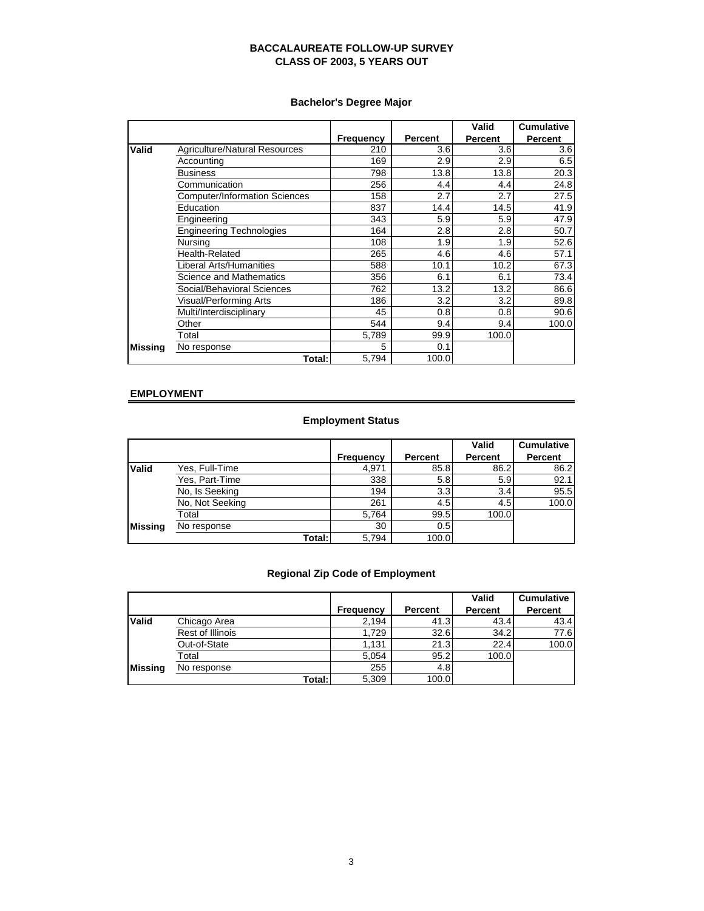# BACCALAUREATE FOLLOW-UP SURVEY
## CLASS OF 2003, 5 YEARS OUT

### Bachelor's Degree Major

| | | Frequency | Percent | Valid Percent | Cumulative Percent |
|---|---|---|---|---|---|
| **Valid** | Agriculture/Natural Resources | 210 | 3.6 | 3.6 | 3.6 |
| | Accounting | 169 | 2.9 | 2.9 | 6.5 |
| | Business | 798 | 13.8 | 13.8 | 20.3 |
| | Communication | 256 | 4.4 | 4.4 | 24.8 |
| | Computer/Information Sciences | 158 | 2.7 | 2.7 | 27.5 |
| | Education | 837 | 14.4 | 14.5 | 41.9 |
| | Engineering | 343 | 5.9 | 5.9 | 47.9 |
| | Engineering Technologies | 164 | 2.8 | 2.8 | 50.7 |
| | Nursing | 108 | 1.9 | 1.9 | 52.6 |
| | Health-Related | 265 | 4.6 | 4.6 | 57.1 |
| | Liberal Arts/Humanities | 588 | 10.1 | 10.2 | 67.3 |
| | Science and Mathematics | 356 | 6.1 | 6.1 | 73.4 |
| | Social/Behavioral Sciences | 762 | 13.2 | 13.2 | 86.6 |
| | Visual/Performing Arts | 186 | 3.2 | 3.2 | 89.8 |
| | Multi/Interdisciplinary | 45 | 0.8 | 0.8 | 90.6 |
| | Other | 544 | 9.4 | 9.4 | 100.0 |
| | Total | 5,789 | 99.9 | 100.0 | |
| **Missing** | No response | 5 | 0.1 | | |
| | **Total:** | 5,794 | 100.0 | | |

## EMPLOYMENT

### Employment Status

| | | Frequency | Percent | Valid Percent | Cumulative Percent |
|---|---|---|---|---|---|
| **Valid** | Yes, Full-Time | 4,971 | 85.8 | 86.2 | 86.2 |
| | Yes, Part-Time | 338 | 5.8 | 5.9 | 92.1 |
| | No, Is Seeking | 194 | 3.3 | 3.4 | 95.5 |
| | No, Not Seeking | 261 | 4.5 | 4.5 | 100.0 |
| | Total | 5,764 | 99.5 | 100.0 | |
| **Missing** | No response | 30 | 0.5 | | |
| | **Total:** | 5,794 | 100.0 | | |

### Regional Zip Code of Employment

| | | Frequency | Percent | Valid Percent | Cumulative Percent |
|---|---|---|---|---|---|
| **Valid** | Chicago Area | 2,194 | 41.3 | 43.4 | 43.4 |
| | Rest of Illinois | 1,729 | 32.6 | 34.2 | 77.6 |
| | Out-of-State | 1,131 | 21.3 | 22.4 | 100.0 |
| | Total | 5,054 | 95.2 | 100.0 | |
| **Missing** | No response | 255 | 4.8 | | |
| | **Total:** | 5,309 | 100.0 | | |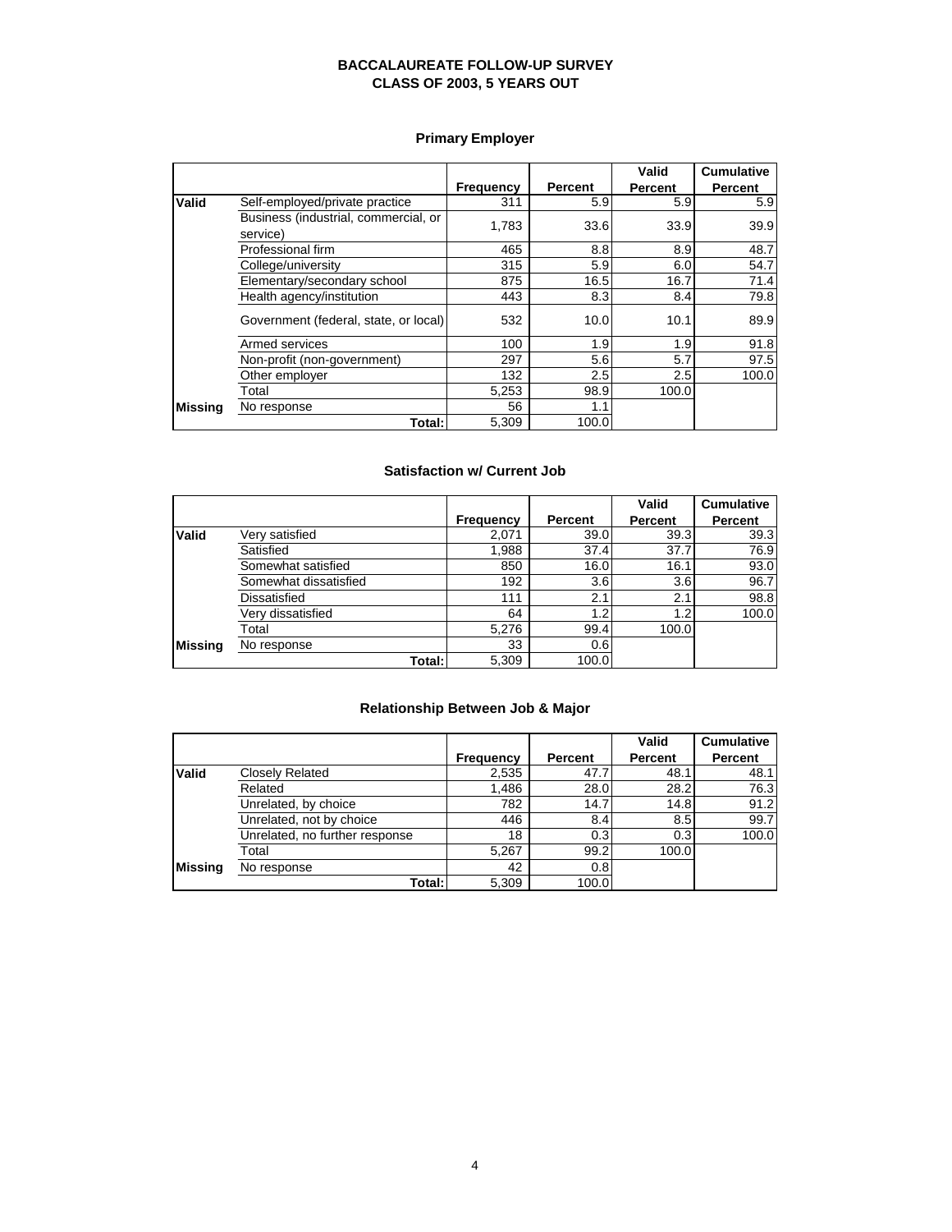# BACCALAUREATE FOLLOW-UP SURVEY
## CLASS OF 2003, 5 YEARS OUT

### Primary Employer

| | | Frequency | Percent | Valid Percent | Cumulative Percent |
|---|---|---|---|---|---|
| **Valid** | Self-employed/private practice | 311 | 5.9 | 5.9 | 5.9 |
| | Business (industrial, commercial, or service) | 1,783 | 33.6 | 33.9 | 39.9 |
| | Professional firm | 465 | 8.8 | 8.9 | 48.7 |
| | College/university | 315 | 5.9 | 6.0 | 54.7 |
| | Elementary/secondary school | 875 | 16.5 | 16.7 | 71.4 |
| | Health agency/institution | 443 | 8.3 | 8.4 | 79.8 |
| | Government (federal, state, or local) | 532 | 10.0 | 10.1 | 89.9 |
| | Armed services | 100 | 1.9 | 1.9 | 91.8 |
| | Non-profit (non-government) | 297 | 5.6 | 5.7 | 97.5 |
| | Other employer | 132 | 2.5 | 2.5 | 100.0 |
| | Total | 5,253 | 98.9 | 100.0 | |
| **Missing** | No response | 56 | 1.1 | | |
| | **Total:** | 5,309 | 100.0 | | |

### Satisfaction w/ Current Job

| | | Frequency | Percent | Valid Percent | Cumulative Percent |
|---|---|---|---|---|---|
| **Valid** | Very satisfied | 2,071 | 39.0 | 39.3 | 39.3 |
| | Satisfied | 1,988 | 37.4 | 37.7 | 76.9 |
| | Somewhat satisfied | 850 | 16.0 | 16.1 | 93.0 |
| | Somewhat dissatisfied | 192 | 3.6 | 3.6 | 96.7 |
| | Dissatisfied | 111 | 2.1 | 2.1 | 98.8 |
| | Very dissatisfied | 64 | 1.2 | 1.2 | 100.0 |
| | Total | 5,276 | 99.4 | 100.0 | |
| **Missing** | No response | 33 | 0.6 | | |
| | **Total:** | 5,309 | 100.0 | | |

### Relationship Between Job & Major

| | | Frequency | Percent | Valid Percent | Cumulative Percent |
|---|---|---|---|---|---|
| **Valid** | Closely Related | 2,535 | 47.7 | 48.1 | 48.1 |
| | Related | 1,486 | 28.0 | 28.2 | 76.3 |
| | Unrelated, by choice | 782 | 14.7 | 14.8 | 91.2 |
| | Unrelated, not by choice | 446 | 8.4 | 8.5 | 99.7 |
| | Unrelated, no further response | 18 | 0.3 | 0.3 | 100.0 |
| | Total | 5,267 | 99.2 | 100.0 | |
| **Missing** | No response | 42 | 0.8 | | |
| | **Total:** | 5,309 | 100.0 | | |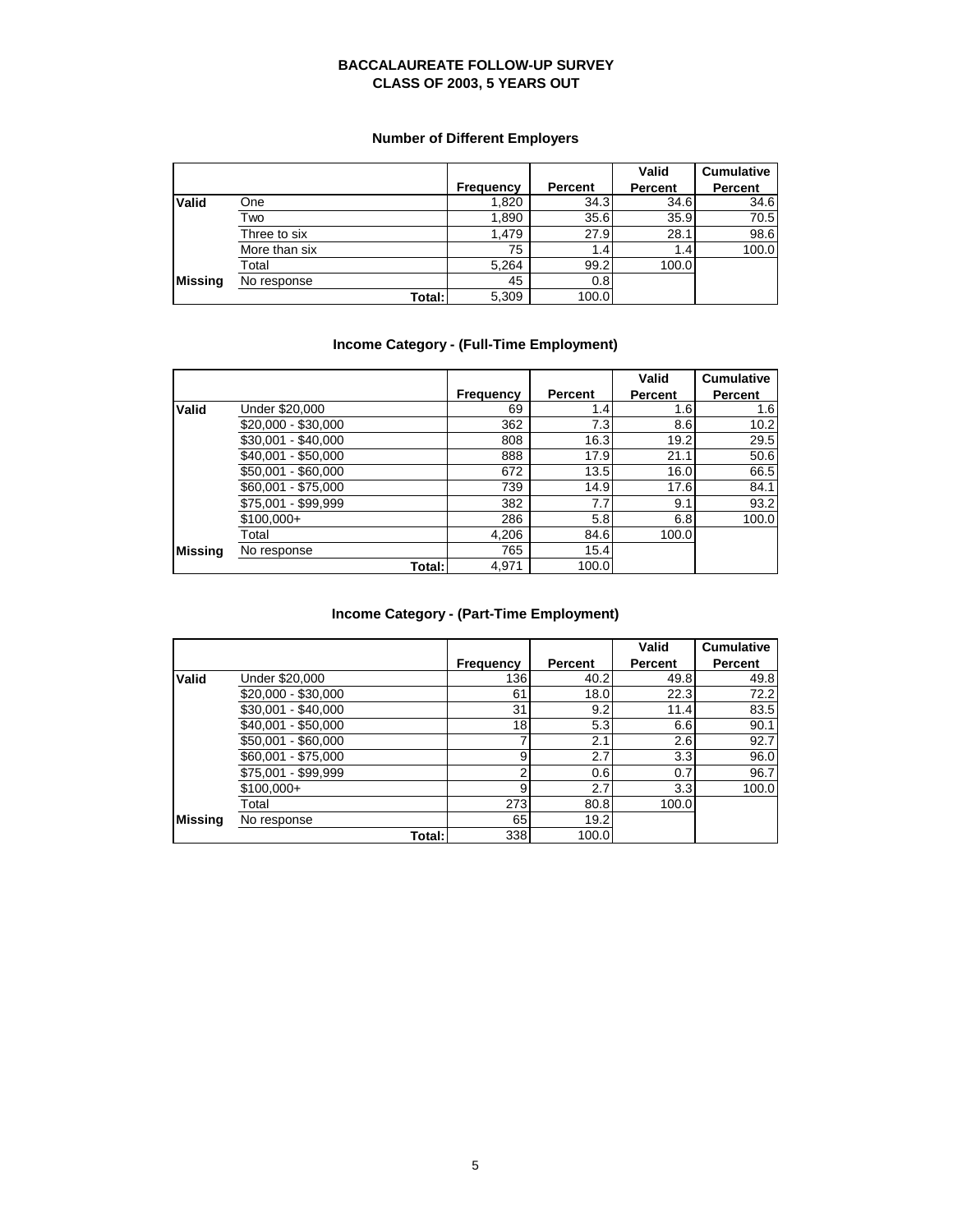# BACCALAUREATE FOLLOW-UP SURVEY
## CLASS OF 2003, 5 YEARS OUT

### Number of Different Employers

| | | Frequency | Percent | Valid Percent | Cumulative Percent |
|---|---|---|---|---|---|
| **Valid** | One | 1,820 | 34.3 | 34.6 | 34.6 |
| | Two | 1,890 | 35.6 | 35.9 | 70.5 |
| | Three to six | 1,479 | 27.9 | 28.1 | 98.6 |
| | More than six | 75 | 1.4 | 1.4 | 100.0 |
| | Total | 5,264 | 99.2 | 100.0 | |
| **Missing** | No response | 45 | 0.8 | | |
| | Total: | 5,309 | 100.0 | | |

### Income Category - (Full-Time Employment)

| | | Frequency | Percent | Valid Percent | Cumulative Percent |
|---|---|---|---|---|---|
| **Valid** | Under $20,000 | 69 | 1.4 | 1.6 | 1.6 |
| | $20,000 - $30,000 | 362 | 7.3 | 8.6 | 10.2 |
| | $30,001 - $40,000 | 808 | 16.3 | 19.2 | 29.5 |
| | $40,001 - $50,000 | 888 | 17.9 | 21.1 | 50.6 |
| | $50,001 - $60,000 | 672 | 13.5 | 16.0 | 66.5 |
| | $60,001 - $75,000 | 739 | 14.9 | 17.6 | 84.1 |
| | $75,001 - $99,999 | 382 | 7.7 | 9.1 | 93.2 |
| | $100,000+ | 286 | 5.8 | 6.8 | 100.0 |
| | Total | 4,206 | 84.6 | 100.0 | |
| **Missing** | No response | 765 | 15.4 | | |
| | Total: | 4,971 | 100.0 | | |

### Income Category - (Part-Time Employment)

| | | Frequency | Percent | Valid Percent | Cumulative Percent |
|---|---|---|---|---|---|
| **Valid** | Under $20,000 | 136 | 40.2 | 49.8 | 49.8 |
| | $20,000 - $30,000 | 61 | 18.0 | 22.3 | 72.2 |
| | $30,001 - $40,000 | 31 | 9.2 | 11.4 | 83.5 |
| | $40,001 - $50,000 | 18 | 5.3 | 6.6 | 90.1 |
| | $50,001 - $60,000 | 7 | 2.1 | 2.6 | 92.7 |
| | $60,001 - $75,000 | 9 | 2.7 | 3.3 | 96.0 |
| | $75,001 - $99,999 | 2 | 0.6 | 0.7 | 96.7 |
| | $100,000+ | 9 | 2.7 | 3.3 | 100.0 |
| | Total | 273 | 80.8 | 100.0 | |
| **Missing** | No response | 65 | 19.2 | | |
| | Total: | 338 | 100.0 | | |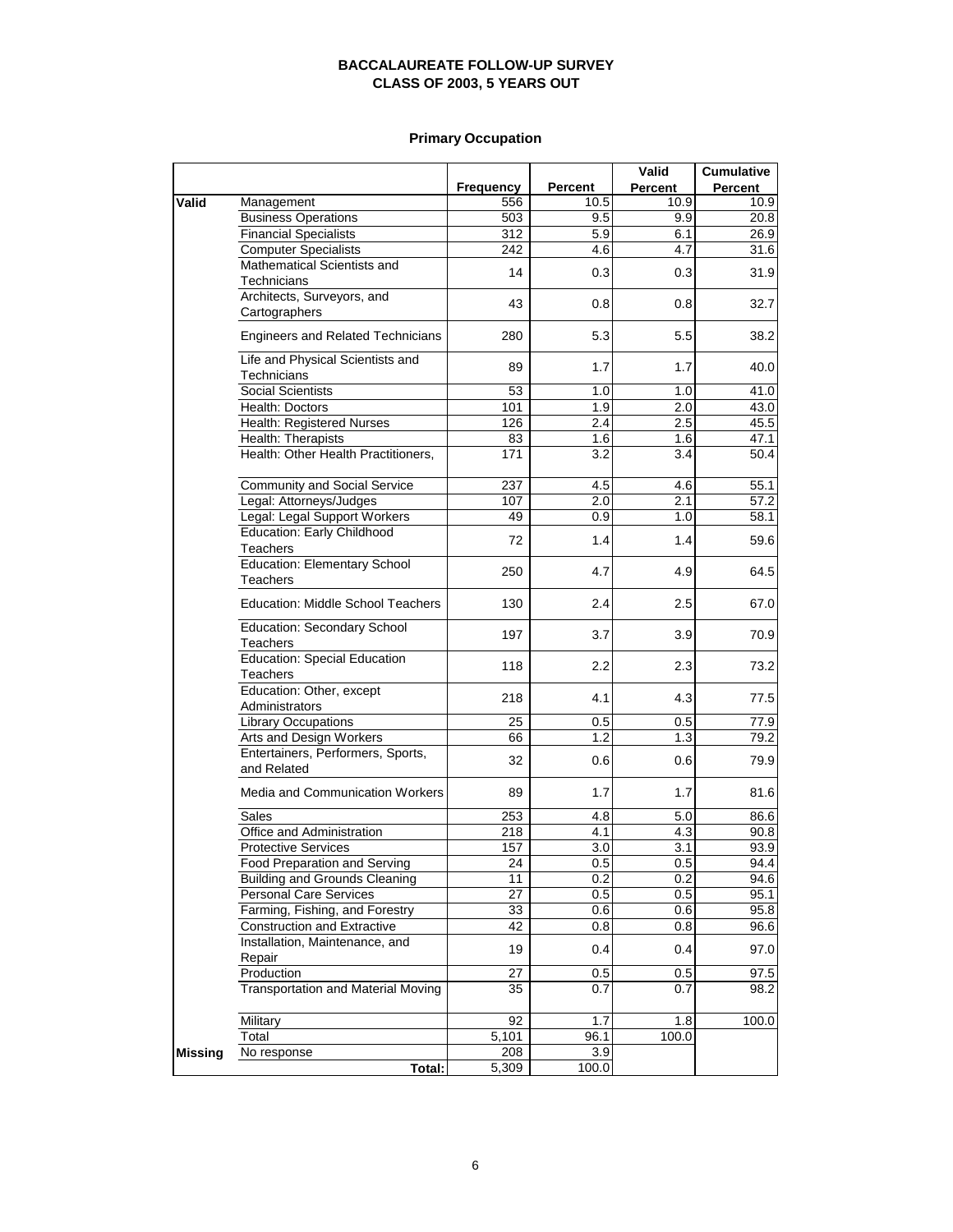# BACCALAUREATE FOLLOW-UP SURVEY
# CLASS OF 2003, 5 YEARS OUT

## Primary Occupation

| | | Frequency | Percent | Valid Percent | Cumulative Percent |
|---|---|---|---|---|---|
| **Valid** | Management | 556 | 10.5 | 10.9 | 10.9 |
| | Business Operations | 503 | 9.5 | 9.9 | 20.8 |
| | Financial Specialists | 312 | 5.9 | 6.1 | 26.9 |
| | Computer Specialists | 242 | 4.6 | 4.7 | 31.6 |
| | Mathematical Scientists and Technicians | 14 | 0.3 | 0.3 | 31.9 |
| | Architects, Surveyors, and Cartographers | 43 | 0.8 | 0.8 | 32.7 |
| | Engineers and Related Technicians | 280 | 5.3 | 5.5 | 38.2 |
| | Life and Physical Scientists and Technicians | 89 | 1.7 | 1.7 | 40.0 |
| | Social Scientists | 53 | 1.0 | 1.0 | 41.0 |
| | Health: Doctors | 101 | 1.9 | 2.0 | 43.0 |
| | Health: Registered Nurses | 126 | 2.4 | 2.5 | 45.5 |
| | Health: Therapists | 83 | 1.6 | 1.6 | 47.1 |
| | Health: Other Health Practitioners, | 171 | 3.2 | 3.4 | 50.4 |
| | Community and Social Service | 237 | 4.5 | 4.6 | 55.1 |
| | Legal: Attorneys/Judges | 107 | 2.0 | 2.1 | 57.2 |
| | Legal: Legal Support Workers | 49 | 0.9 | 1.0 | 58.1 |
| | Education: Early Childhood Teachers | 72 | 1.4 | 1.4 | 59.6 |
| | Education: Elementary School Teachers | 250 | 4.7 | 4.9 | 64.5 |
| | Education: Middle School Teachers | 130 | 2.4 | 2.5 | 67.0 |
| | Education: Secondary School Teachers | 197 | 3.7 | 3.9 | 70.9 |
| | Education: Special Education Teachers | 118 | 2.2 | 2.3 | 73.2 |
| | Education: Other, except Administrators | 218 | 4.1 | 4.3 | 77.5 |
| | Library Occupations | 25 | 0.5 | 0.5 | 77.9 |
| | Arts and Design Workers | 66 | 1.2 | 1.3 | 79.2 |
| | Entertainers, Performers, Sports, and Related | 32 | 0.6 | 0.6 | 79.9 |
| | Media and Communication Workers | 89 | 1.7 | 1.7 | 81.6 |
| | Sales | 253 | 4.8 | 5.0 | 86.6 |
| | Office and Administration | 218 | 4.1 | 4.3 | 90.8 |
| | Protective Services | 157 | 3.0 | 3.1 | 93.9 |
| | Food Preparation and Serving | 24 | 0.5 | 0.5 | 94.4 |
| | Building and Grounds Cleaning | 11 | 0.2 | 0.2 | 94.6 |
| | Personal Care Services | 27 | 0.5 | 0.5 | 95.1 |
| | Farming, Fishing, and Forestry | 33 | 0.6 | 0.6 | 95.8 |
| | Construction and Extractive | 42 | 0.8 | 0.8 | 96.6 |
| | Installation, Maintenance, and Repair | 19 | 0.4 | 0.4 | 97.0 |
| | Production | 27 | 0.5 | 0.5 | 97.5 |
| | Transportation and Material Moving | 35 | 0.7 | 0.7 | 98.2 |
| | Military | 92 | 1.7 | 1.8 | 100.0 |
| | Total | 5,101 | 96.1 | 100.0 | |
| **Missing** | No response | 208 | 3.9 | | |
| | **Total:** | 5,309 | 100.0 | | |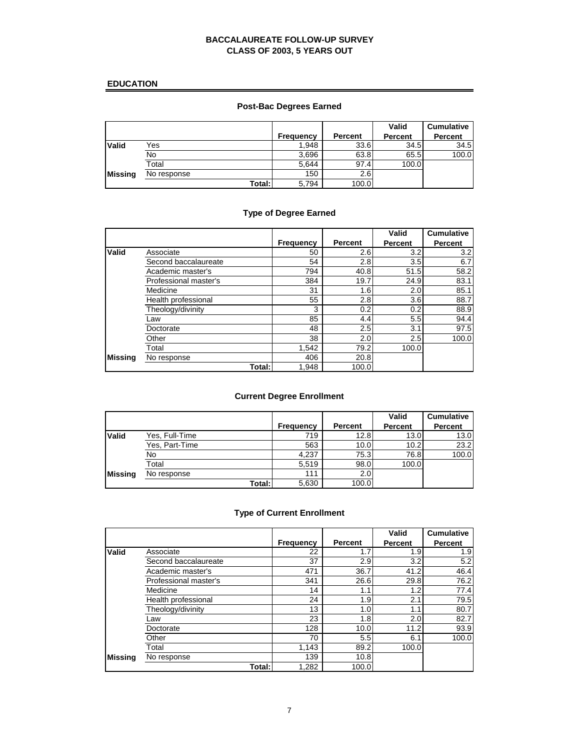# BACCALAUREATE FOLLOW-UP SURVEY
# CLASS OF 2003, 5 YEARS OUT

## EDUCATION

### Post-Bac Degrees Earned

| | | Frequency | Percent | Valid Percent | Cumulative Percent |
|---|---|---|---|---|---|
| **Valid** | Yes | 1,948 | 33.6 | 34.5 | 34.5 |
| | No | 3,696 | 63.8 | 65.5 | 100.0 |
| | Total | 5,644 | 97.4 | 100.0 | |
| **Missing** | No response | 150 | 2.6 | | |
| | **Total:** | 5,794 | 100.0 | | |

### Type of Degree Earned

| | | Frequency | Percent | Valid Percent | Cumulative Percent |
|---|---|---|---|---|---|
| **Valid** | Associate | 50 | 2.6 | 3.2 | 3.2 |
| | Second baccalaureate | 54 | 2.8 | 3.5 | 6.7 |
| | Academic master's | 794 | 40.8 | 51.5 | 58.2 |
| | Professional master's | 384 | 19.7 | 24.9 | 83.1 |
| | Medicine | 31 | 1.6 | 2.0 | 85.1 |
| | Health professional | 55 | 2.8 | 3.6 | 88.7 |
| | Theology/divinity | 3 | 0.2 | 0.2 | 88.9 |
| | Law | 85 | 4.4 | 5.5 | 94.4 |
| | Doctorate | 48 | 2.5 | 3.1 | 97.5 |
| | Other | 38 | 2.0 | 2.5 | 100.0 |
| | Total | 1,542 | 79.2 | 100.0 | |
| **Missing** | No response | 406 | 20.8 | | |
| | **Total:** | 1,948 | 100.0 | | |

### Current Degree Enrollment

| | | Frequency | Percent | Valid Percent | Cumulative Percent |
|---|---|---|---|---|---|
| **Valid** | Yes, Full-Time | 719 | 12.8 | 13.0 | 13.0 |
| | Yes, Part-Time | 563 | 10.0 | 10.2 | 23.2 |
| | No | 4,237 | 75.3 | 76.8 | 100.0 |
| | Total | 5,519 | 98.0 | 100.0 | |
| **Missing** | No response | 111 | 2.0 | | |
| | **Total:** | 5,630 | 100.0 | | |

### Type of Current Enrollment

| | | Frequency | Percent | Valid Percent | Cumulative Percent |
|---|---|---|---|---|---|
| **Valid** | Associate | 22 | 1.7 | 1.9 | 1.9 |
| | Second baccalaureate | 37 | 2.9 | 3.2 | 5.2 |
| | Academic master's | 471 | 36.7 | 41.2 | 46.4 |
| | Professional master's | 341 | 26.6 | 29.8 | 76.2 |
| | Medicine | 14 | 1.1 | 1.2 | 77.4 |
| | Health professional | 24 | 1.9 | 2.1 | 79.5 |
| | Theology/divinity | 13 | 1.0 | 1.1 | 80.7 |
| | Law | 23 | 1.8 | 2.0 | 82.7 |
| | Doctorate | 128 | 10.0 | 11.2 | 93.9 |
| | Other | 70 | 5.5 | 6.1 | 100.0 |
| | Total | 1,143 | 89.2 | 100.0 | |
| **Missing** | No response | 139 | 10.8 | | |
| | **Total:** | 1,282 | 100.0 | | |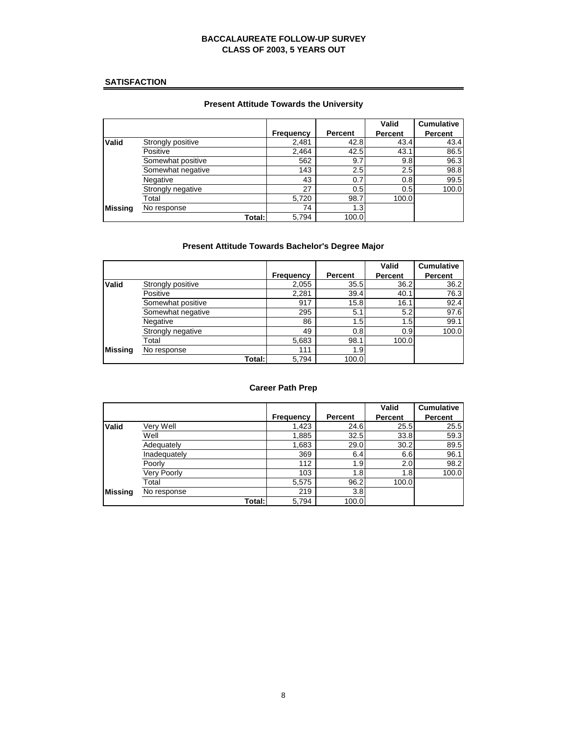# BACCALAUREATE FOLLOW-UP SURVEY
## CLASS OF 2003, 5 YEARS OUT

### SATISFACTION

#### Present Attitude Towards the University

| | | Frequency | Percent | Valid Percent | Cumulative Percent |
|---|---|---|---|---|---|
| **Valid** | Strongly positive | 2,481 | 42.8 | 43.4 | 43.4 |
| | Positive | 2,464 | 42.5 | 43.1 | 86.5 |
| | Somewhat positive | 562 | 9.7 | 9.8 | 96.3 |
| | Somewhat negative | 143 | 2.5 | 2.5 | 98.8 |
| | Negative | 43 | 0.7 | 0.8 | 99.5 |
| | Strongly negative | 27 | 0.5 | 0.5 | 100.0 |
| | Total | 5,720 | 98.7 | 100.0 | |
| **Missing** | No response | 74 | 1.3 | | |
| | **Total:** | 5,794 | 100.0 | | |

#### Present Attitude Towards Bachelor's Degree Major

| | | Frequency | Percent | Valid Percent | Cumulative Percent |
|---|---|---|---|---|---|
| **Valid** | Strongly positive | 2,055 | 35.5 | 36.2 | 36.2 |
| | Positive | 2,281 | 39.4 | 40.1 | 76.3 |
| | Somewhat positive | 917 | 15.8 | 16.1 | 92.4 |
| | Somewhat negative | 295 | 5.1 | 5.2 | 97.6 |
| | Negative | 86 | 1.5 | 1.5 | 99.1 |
| | Strongly negative | 49 | 0.8 | 0.9 | 100.0 |
| | Total | 5,683 | 98.1 | 100.0 | |
| **Missing** | No response | 111 | 1.9 | | |
| | **Total:** | 5,794 | 100.0 | | |

#### Career Path Prep

| | | Frequency | Percent | Valid Percent | Cumulative Percent |
|---|---|---|---|---|---|
| **Valid** | Very Well | 1,423 | 24.6 | 25.5 | 25.5 |
| | Well | 1,885 | 32.5 | 33.8 | 59.3 |
| | Adequately | 1,683 | 29.0 | 30.2 | 89.5 |
| | Inadequately | 369 | 6.4 | 6.6 | 96.1 |
| | Poorly | 112 | 1.9 | 2.0 | 98.2 |
| | Very Poorly | 103 | 1.8 | 1.8 | 100.0 |
| | Total | 5,575 | 96.2 | 100.0 | |
| **Missing** | No response | 219 | 3.8 | | |
| | **Total:** | 5,794 | 100.0 | | |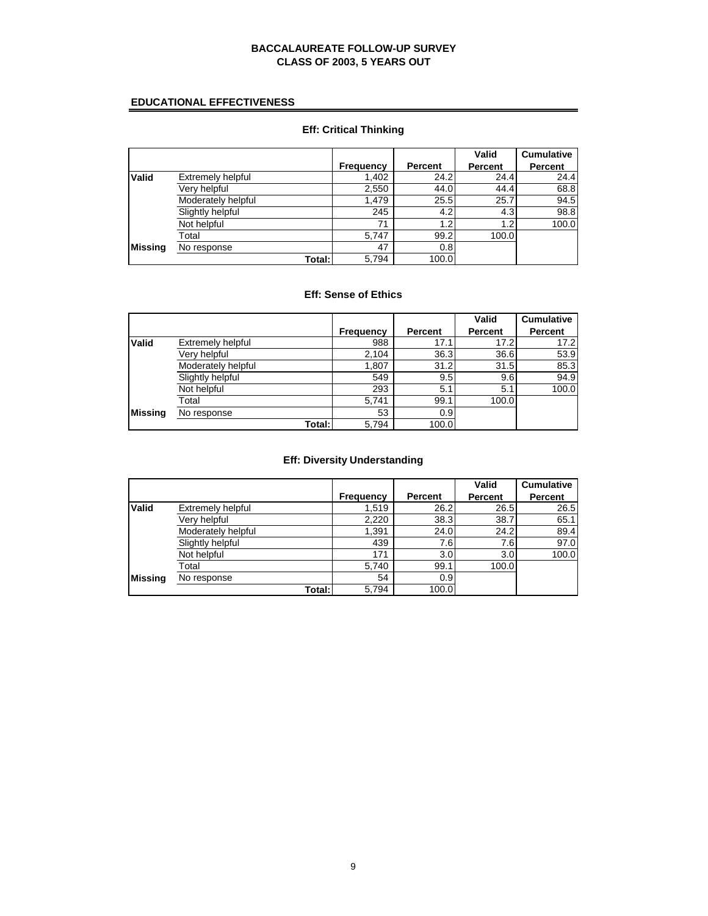# BACCALAUREATE FOLLOW-UP SURVEY
# CLASS OF 2003, 5 YEARS OUT

## EDUCATIONAL EFFECTIVENESS

### Eff: Critical Thinking

| | | Frequency | Percent | Valid Percent | Cumulative Percent |
|---|---|---|---|---|---|
| **Valid** | Extremely helpful | 1,402 | 24.2 | 24.4 | 24.4 |
| | Very helpful | 2,550 | 44.0 | 44.4 | 68.8 |
| | Moderately helpful | 1,479 | 25.5 | 25.7 | 94.5 |
| | Slightly helpful | 245 | 4.2 | 4.3 | 98.8 |
| | Not helpful | 71 | 1.2 | 1.2 | 100.0 |
| | Total | 5,747 | 99.2 | 100.0 | |
| **Missing** | No response | 47 | 0.8 | | |
| | **Total:** | 5,794 | 100.0 | | |

### Eff: Sense of Ethics

| | | Frequency | Percent | Valid Percent | Cumulative Percent |
|---|---|---|---|---|---|
| **Valid** | Extremely helpful | 988 | 17.1 | 17.2 | 17.2 |
| | Very helpful | 2,104 | 36.3 | 36.6 | 53.9 |
| | Moderately helpful | 1,807 | 31.2 | 31.5 | 85.3 |
| | Slightly helpful | 549 | 9.5 | 9.6 | 94.9 |
| | Not helpful | 293 | 5.1 | 5.1 | 100.0 |
| | Total | 5,741 | 99.1 | 100.0 | |
| **Missing** | No response | 53 | 0.9 | | |
| | **Total:** | 5,794 | 100.0 | | |

### Eff: Diversity Understanding

| | | Frequency | Percent | Valid Percent | Cumulative Percent |
|---|---|---|---|---|---|
| **Valid** | Extremely helpful | 1,519 | 26.2 | 26.5 | 26.5 |
| | Very helpful | 2,220 | 38.3 | 38.7 | 65.1 |
| | Moderately helpful | 1,391 | 24.0 | 24.2 | 89.4 |
| | Slightly helpful | 439 | 7.6 | 7.6 | 97.0 |
| | Not helpful | 171 | 3.0 | 3.0 | 100.0 |
| | Total | 5,740 | 99.1 | 100.0 | |
| **Missing** | No response | 54 | 0.9 | | |
| | **Total:** | 5,794 | 100.0 | | |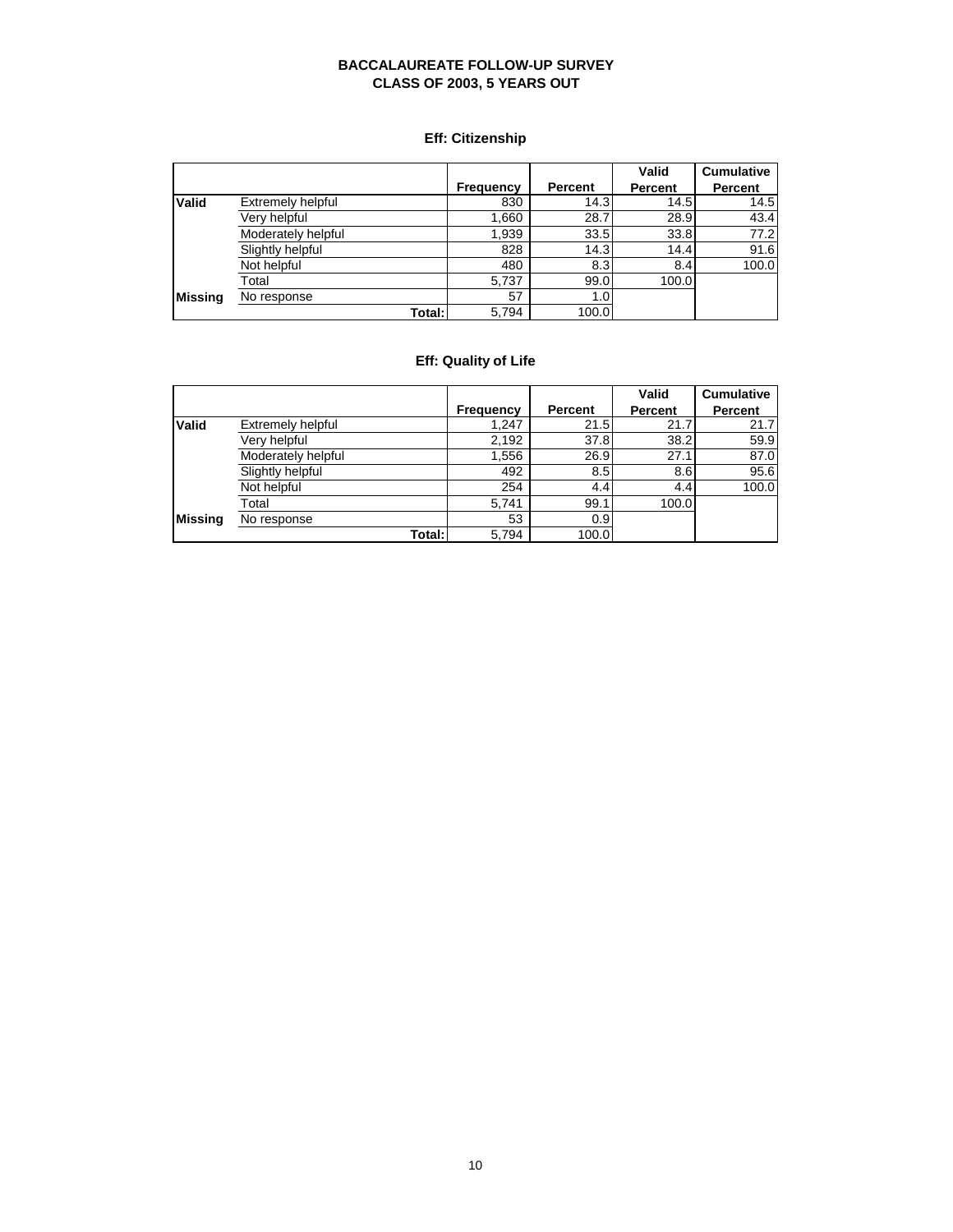**BACCALAUREATE FOLLOW-UP SURVEY**
**CLASS OF 2003, 5 YEARS OUT**

### Eff: Citizenship

| | | Frequency | Percent | Valid Percent | Cumulative Percent |
|---|---|---|---|---|---|
| **Valid** | Extremely helpful | 830 | 14.3 | 14.5 | 14.5 |
| | Very helpful | 1,660 | 28.7 | 28.9 | 43.4 |
| | Moderately helpful | 1,939 | 33.5 | 33.8 | 77.2 |
| | Slightly helpful | 828 | 14.3 | 14.4 | 91.6 |
| | Not helpful | 480 | 8.3 | 8.4 | 100.0 |
| | Total | 5,737 | 99.0 | 100.0 | |
| **Missing** | No response | 57 | 1.0 | | |
| | **Total:** | 5,794 | 100.0 | | |

### Eff: Quality of Life

| | | Frequency | Percent | Valid Percent | Cumulative Percent |
|---|---|---|---|---|---|
| **Valid** | Extremely helpful | 1,247 | 21.5 | 21.7 | 21.7 |
| | Very helpful | 2,192 | 37.8 | 38.2 | 59.9 |
| | Moderately helpful | 1,556 | 26.9 | 27.1 | 87.0 |
| | Slightly helpful | 492 | 8.5 | 8.6 | 95.6 |
| | Not helpful | 254 | 4.4 | 4.4 | 100.0 |
| | Total | 5,741 | 99.1 | 100.0 | |
| **Missing** | No response | 53 | 0.9 | | |
| | **Total:** | 5,794 | 100.0 | | |